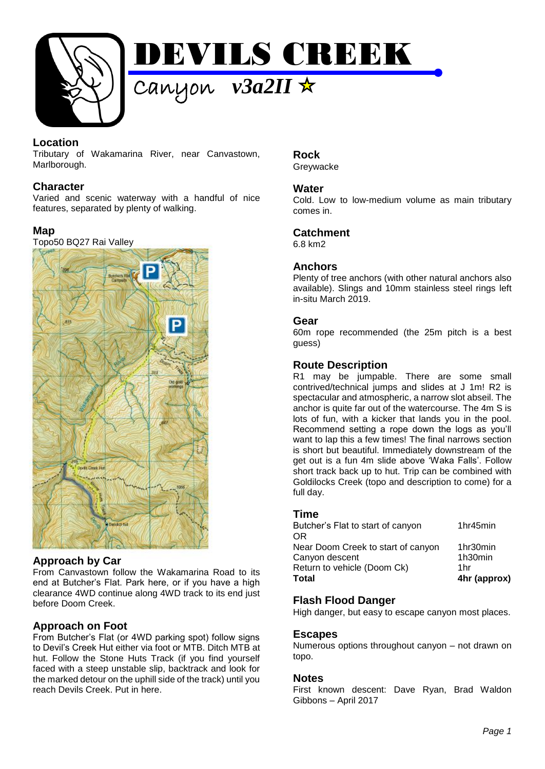# DEVILS CREEK

## Canyon *v3a2II* ☆

### Location

Tributary of Wakamarina River, near Canvastown, Marlborough.

### Character

Varied and scenic waterway with a handful of nice features, separated by plenty of walking.

### Map

Topo50 BQ27 Rai Valley

### Approach by Car

From Canvastown follow the Wakamarina Road to its end at Butcher's Flat. Park here, or if you have a high clearance 4WD continue along 4WD track to its end just before Doom Creek.

### Approach on Foot

From Butcher's Flat (or 4WD parking spot) follow signs to Devil's Creek Hut either via foot or MTB. Ditch MTB at hut. Follow the Stone Huts Track (if you find yourself faced with a steep unstable slip, backtrack and look for the marked detour on the uphill side of the track) until you reach Devils Creek. Put in here.

### Rock

Greywacke

### Water

Cold. Low to low-medium volume as main tributary comes in.

### Catchment

6.8 km2

### Anchors

Plenty of tree anchors (with other natural anchors also available). Slings and 10mm stainless steel rings left in-situ March 2019.

### Gear

60m rope recommended (the 25m pitch is a best guess)

### Route Description

R1 may be jumpable. There are some small contrived/technical jumps and slides at J 1m! R2 is spectacular and atmospheric, a narrow slot abseil. The anchor is quite far out of the watercourse. The 4m S is lots of fun, with a kicker that lands you in the pool. Recommend setting a rope down the logs as you'll want to lap this a few times! The final narrows section is short but beautiful. Immediately downstream of the get out is a fun 4m slide above 'Waka Falls'. Follow short track back up to hut. Trip can be combined with Goldilocks Creek (topo and description to come) for a full day.

### Time

| | |
|---|---|
| Butcher's Flat to start of canyon | 1hr45min |
| OR | |
| Near Doom Creek to start of canyon | 1hr30min |
| Canyon descent | 1h30min |
| Return to vehicle (Doom Ck) | 1hr |
| **Total** | **4hr (approx)** |

### Flash Flood Danger

High danger, but easy to escape canyon most places.

### Escapes

Numerous options throughout canyon – not drawn on topo.

### Notes

First known descent: Dave Ryan, Brad Waldon Gibbons – April 2017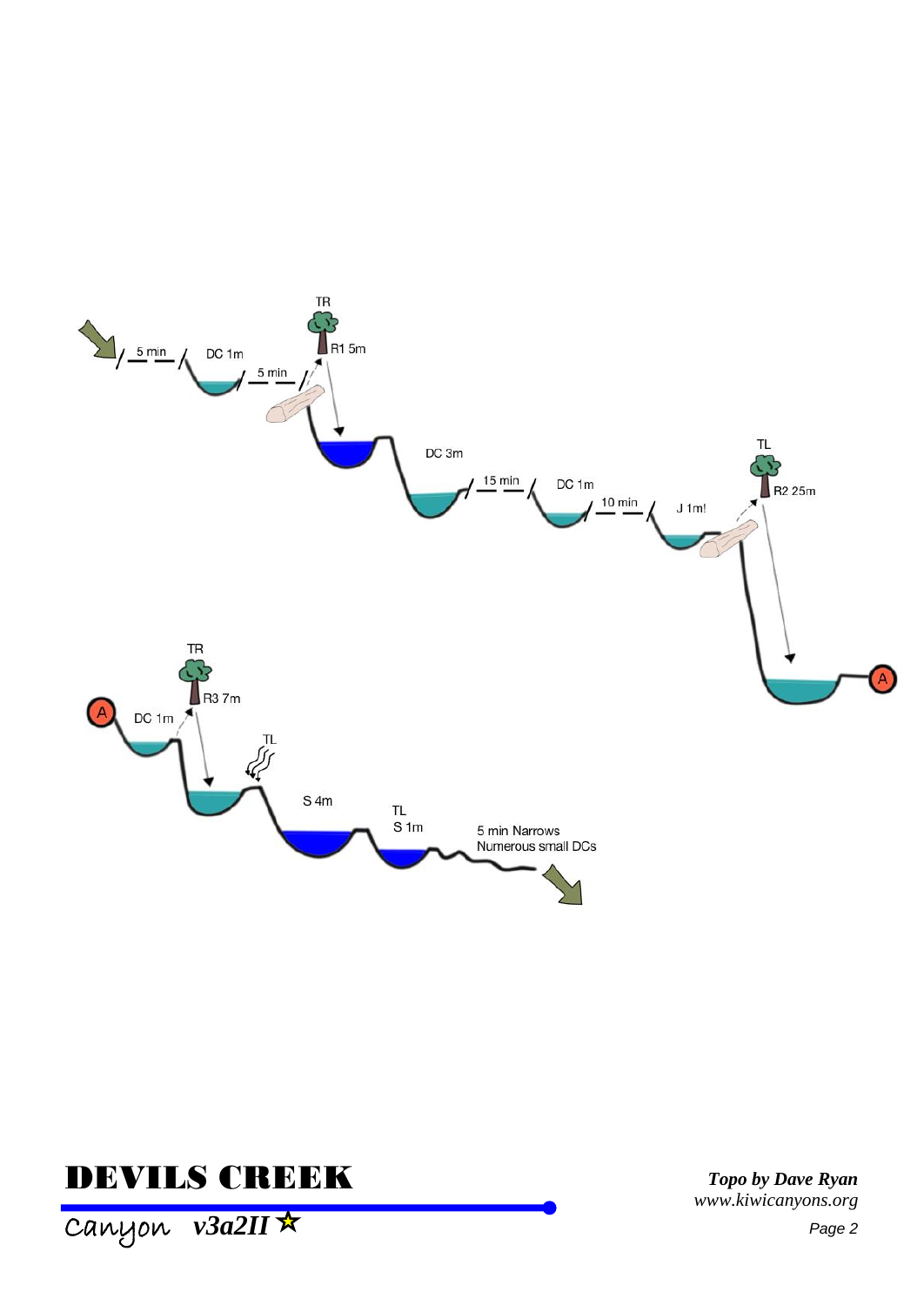5 min

DC 1m

5 min

TR

R1 5m

DC 3m

15 min

DC 1m

10 min

J 1m!

TL

R2 25m

A

A

DC 1m

TR

R3 7m

TL

S 4m

TL

S 1m

5 min Narrows
Numerous small DCs

# DEVILS CREEK

Canyon ***v3a2II*** ★

***Topo by Dave Ryan***
*www.kiwicanyons.org*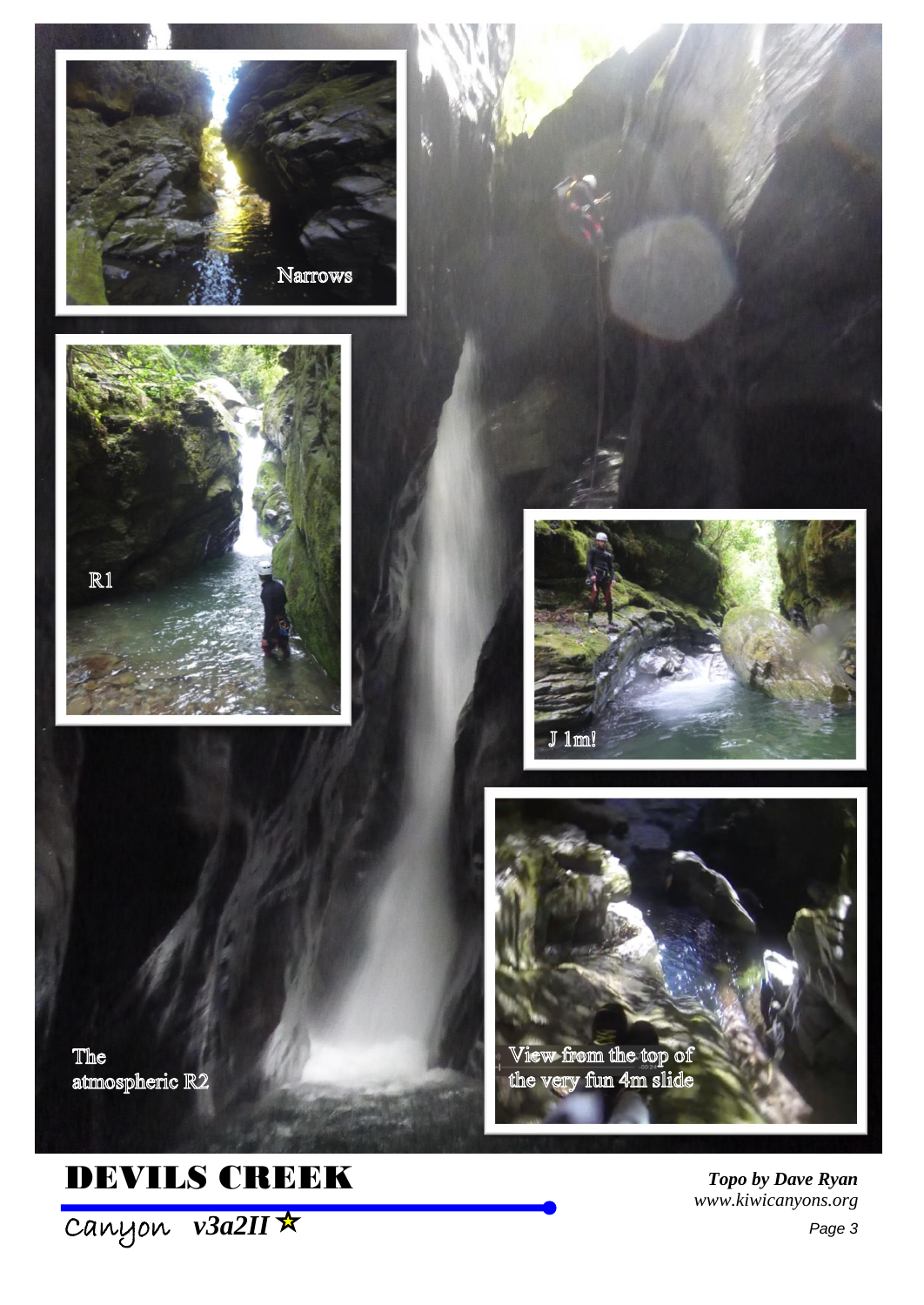Narrows

R1

J 1m!

The atmospheric R2

View from the top of the very fun 4m slide

# DEVILS CREEK

Canyon *v3a2II* ☆

***Topo by Dave Ryan***
*www.kiwicanyons.org*